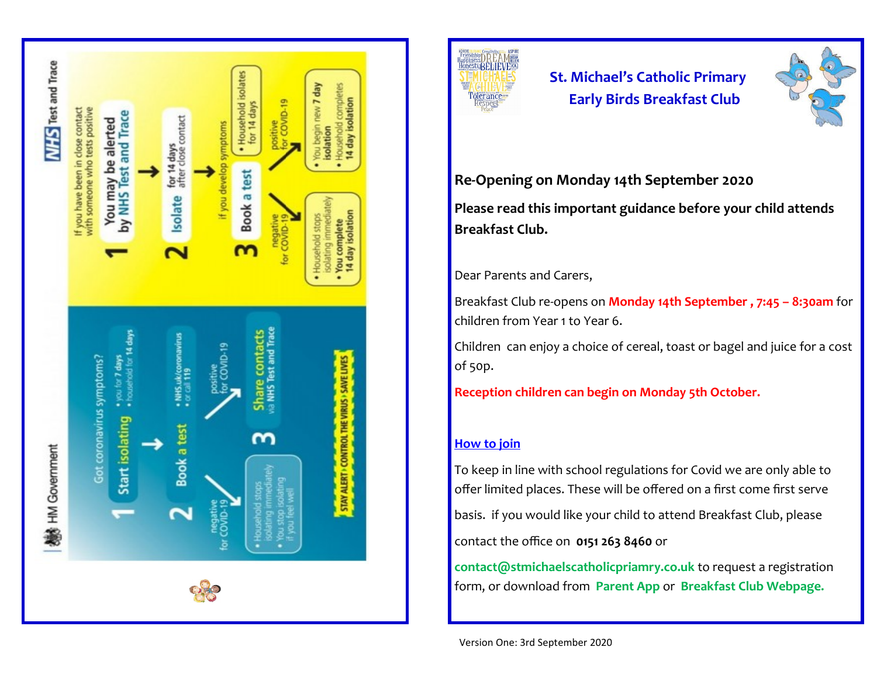HM Government

Got coronavirus symptoms?

1 Start isolating
- you for 7 days
- household for 14 days

2 Book a test
- NHS.uk/coronavirus
- or call 119

negative for COVID-19
- Household stops isolating immediately
- You stop isolating if you feel well

positive for COVID-19

3 Share contacts via NHS Test and Trace

STAY ALERT > CONTROL THE VIRUS > SAVE LIVES

NHS Test and Trace

If you have been in close contact with someone who tests positive

1 You may be alerted by NHS Test and Trace

2 Isolate for 14 days after close contact

if you develop symptoms

- Household isolates for 14 days

3 Book a test

negative for COVID-19
- Household stops isolating immediately
- You complete 14 day isolation

positive for COVID-19
- You begin new 7 day isolation
- Household completes 14 day isolation

# St. Michael's Catholic Primary Early Birds Breakfast Club

## Re-Opening on Monday 14th September 2020

**Please read this important guidance before your child attends Breakfast Club.**

Dear Parents and Carers,

Breakfast Club re-opens on **Monday 14th September , 7:45 – 8:30am** for children from Year 1 to Year 6.

Children can enjoy a choice of cereal, toast or bagel and juice for a cost of 50p.

**Reception children can begin on Monday 5th October.**

### How to join

To keep in line with school regulations for Covid we are only able to offer limited places. These will be offered on a first come first serve basis. if you would like your child to attend Breakfast Club, please contact the office on **0151 263 8460** or **contact@stmichaelscatholicpriamry.co.uk** to request a registration form, or download from **Parent App** or **Breakfast Club Webpage.**

Version One: 3rd September 2020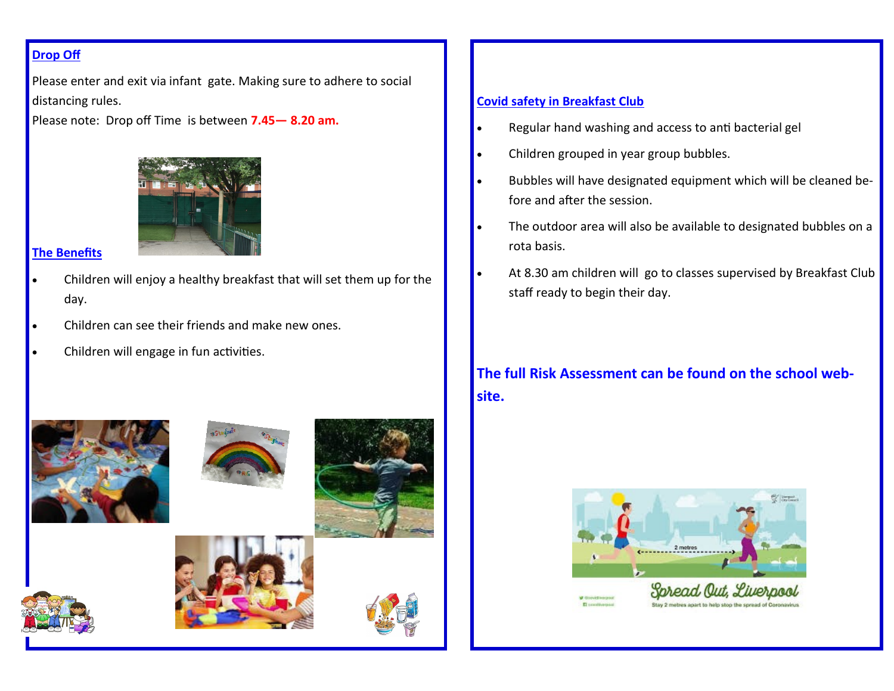## Drop Off

Please enter and exit via infant gate. Making sure to adhere to social distancing rules.

Please note: Drop off Time is between **7.45— 8.20 am.**

## The Benefits

- Children will enjoy a healthy breakfast that will set them up for the day.
- Children can see their friends and make new ones.
- Children will engage in fun activities.

## Covid safety in Breakfast Club

- Regular hand washing and access to anti bacterial gel
- Children grouped in year group bubbles.
- Bubbles will have designated equipment which will be cleaned before and after the session.
- The outdoor area will also be available to designated bubbles on a rota basis.
- At 8.30 am children will go to classes supervised by Breakfast Club staff ready to begin their day.

**The full Risk Assessment can be found on the school website.**